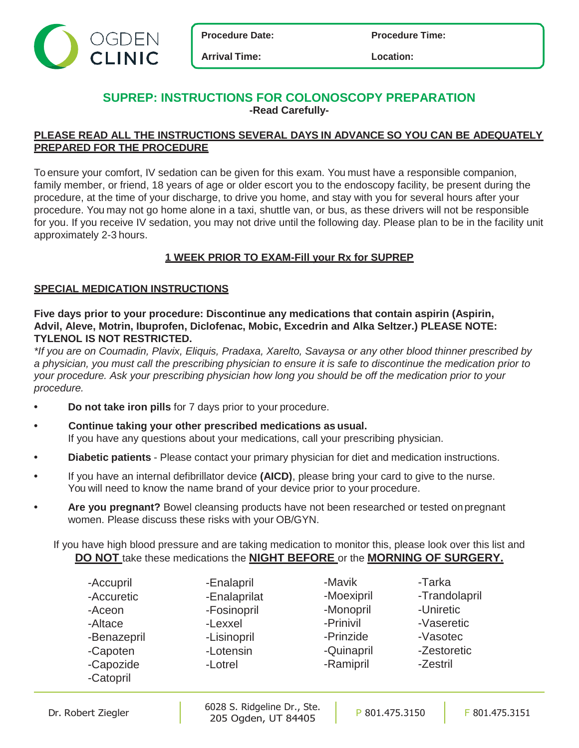OGDEN CLINIC

| **Procedure Date:** | **Procedure Time:** |
| --- | --- |
| **Arrival Time:** | **Location:** |

# SUPREP: INSTRUCTIONS FOR COLONOSCOPY PREPARATION

**-Read Carefully-**

**PLEASE READ ALL THE INSTRUCTIONS SEVERAL DAYS IN ADVANCE SO YOU CAN BE ADEQUATELY PREPARED FOR THE PROCEDURE**

To ensure your comfort, IV sedation can be given for this exam. You must have a responsible companion, family member, or friend, 18 years of age or older escort you to the endoscopy facility, be present during the procedure, at the time of your discharge, to drive you home, and stay with you for several hours after your procedure. You may not go home alone in a taxi, shuttle van, or bus, as these drivers will not be responsible for you. If you receive IV sedation, you may not drive until the following day. Please plan to be in the facility unit approximately 2-3 hours.

**1 WEEK PRIOR TO EXAM-Fill your Rx for SUPREP**

## SPECIAL MEDICATION INSTRUCTIONS

**Five days prior to your procedure: Discontinue any medications that contain aspirin (Aspirin, Advil, Aleve, Motrin, Ibuprofen, Diclofenac, Mobic, Excedrin and Alka Seltzer.) PLEASE NOTE: TYLENOL IS NOT RESTRICTED.**

*\*If you are on Coumadin, Plavix, Eliquis, Pradaxa, Xarelto, Savaysa or any other blood thinner prescribed by a physician, you must call the prescribing physician to ensure it is safe to discontinue the medication prior to your procedure. Ask your prescribing physician how long you should be off the medication prior to your procedure.*

- **Do not take iron pills** for 7 days prior to your procedure.
- **Continue taking your other prescribed medications as usual.** If you have any questions about your medications, call your prescribing physician.
- **Diabetic patients** - Please contact your primary physician for diet and medication instructions.
- If you have an internal defibrillator device **(AICD)**, please bring your card to give to the nurse. You will need to know the name brand of your device prior to your procedure.
- **Are you pregnant?** Bowel cleansing products have not been researched or tested on pregnant women. Please discuss these risks with your OB/GYN.

If you have high blood pressure and are taking medication to monitor this, please look over this list and **DO NOT** take these medications the **NIGHT BEFORE** or the **MORNING OF SURGERY.**

-Accupril
-Accuretic
-Aceon
-Altace
-Benazepril
-Capoten
-Capozide
-Catopril
-Enalapril
-Enalaprilat
-Fosinopril
-Lexxel
-Lisinopril
-Lotensin
-Lotrel
-Mavik
-Moexipril
-Monopril
-Prinivil
-Prinzide
-Quinapril
-Ramipril
-Tarka
-Trandolapril
-Uniretic
-Vaseretic
-Vasotec
-Zestoretic
-Zestril

Dr. Robert Ziegler | 6028 S. Ridgeline Dr., Ste. 205 Ogden, UT 84405 | P 801.475.3150 | F 801.475.3151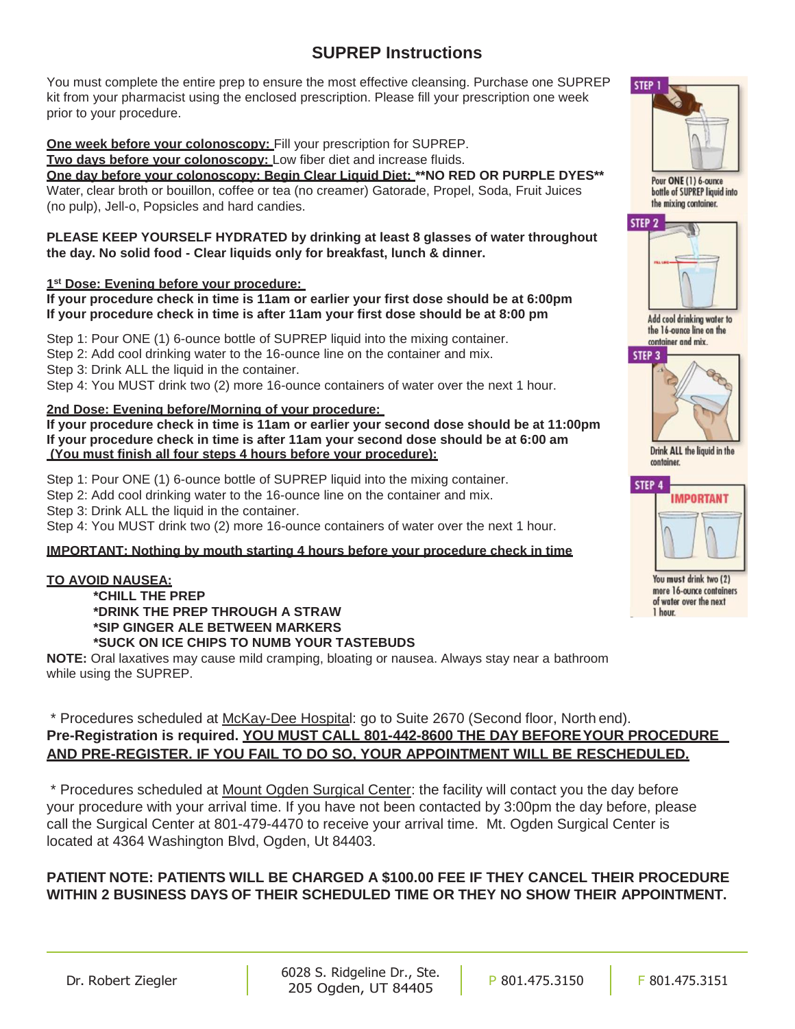# SUPREP Instructions

You must complete the entire prep to ensure the most effective cleansing. Purchase one SUPREP kit from your pharmacist using the enclosed prescription. Please fill your prescription one week prior to your procedure.

**One week before your colonoscopy:** Fill your prescription for SUPREP.
**Two days before your colonoscopy:** Low fiber diet and increase fluids.
**One day before your colonoscopy: Begin Clear Liquid Diet: **NO RED OR PURPLE DYES****
Water, clear broth or bouillon, coffee or tea (no creamer) Gatorade, Propel, Soda, Fruit Juices (no pulp), Jell-o, Popsicles and hard candies.

**PLEASE KEEP YOURSELF HYDRATED by drinking at least 8 glasses of water throughout the day. No solid food - Clear liquids only for breakfast, lunch & dinner.**

**1st Dose: Evening before your procedure:**
**If your procedure check in time is 11am or earlier your first dose should be at 6:00pm**
**If your procedure check in time is after 11am your first dose should be at 8:00 pm**

Step 1: Pour ONE (1) 6-ounce bottle of SUPREP liquid into the mixing container.
Step 2: Add cool drinking water to the 16-ounce line on the container and mix.
Step 3: Drink ALL the liquid in the container.
Step 4: You MUST drink two (2) more 16-ounce containers of water over the next 1 hour.

**2nd Dose: Evening before/Morning of your procedure:**
**If your procedure check in time is 11am or earlier your second dose should be at 11:00pm**
**If your procedure check in time is after 11am your second dose should be at 6:00 am**
**(You must finish all four steps 4 hours before your procedure):**

Step 1: Pour ONE (1) 6-ounce bottle of SUPREP liquid into the mixing container.
Step 2: Add cool drinking water to the 16-ounce line on the container and mix.
Step 3: Drink ALL the liquid in the container.
Step 4: You MUST drink two (2) more 16-ounce containers of water over the next 1 hour.

**IMPORTANT: Nothing by mouth starting 4 hours before your procedure check in time**

**TO AVOID NAUSEA:**

- *CHILL THE PREP
- *DRINK THE PREP THROUGH A STRAW
- *SIP GINGER ALE BETWEEN MARKERS
- *SUCK ON ICE CHIPS TO NUMB YOUR TASTEBUDS

**NOTE:** Oral laxatives may cause mild cramping, bloating or nausea. Always stay near a bathroom while using the SUPREP.

STEP 1
Pour ONE (1) 6-ounce bottle of SUPREP liquid into the mixing container.

STEP 2
Add cool drinking water to the 16-ounce line on the container and mix.

STEP 3
Drink ALL the liquid in the container.

STEP 4
IMPORTANT
You must drink two (2) more 16-ounce containers of water over the next 1 hour.

\* Procedures scheduled at McKay-Dee Hospital: go to Suite 2670 (Second floor, North end).
**Pre-Registration is required. YOU MUST CALL 801-442-8600 THE DAY BEFORE YOUR PROCEDURE AND PRE-REGISTER. IF YOU FAIL TO DO SO, YOUR APPOINTMENT WILL BE RESCHEDULED.**

\* Procedures scheduled at Mount Ogden Surgical Center: the facility will contact you the day before your procedure with your arrival time. If you have not been contacted by 3:00pm the day before, please call the Surgical Center at 801-479-4470 to receive your arrival time. Mt. Ogden Surgical Center is located at 4364 Washington Blvd, Ogden, Ut 84403.

**PATIENT NOTE: PATIENTS WILL BE CHARGED A $100.00 FEE IF THEY CANCEL THEIR PROCEDURE WITHIN 2 BUSINESS DAYS OF THEIR SCHEDULED TIME OR THEY NO SHOW THEIR APPOINTMENT.**

Dr. Robert Ziegler | 6028 S. Ridgeline Dr., Ste. 205 Ogden, UT 84405 | P 801.475.3150 | F 801.475.3151